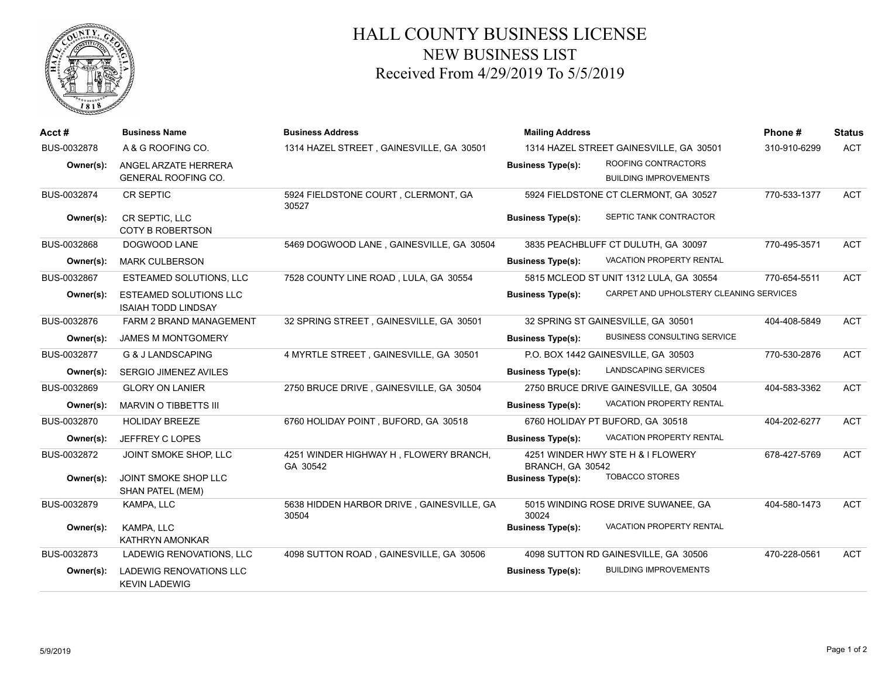# HALL COUNTY BUSINESS LICENSE

## NEW BUSINESS LIST

### Received From 4/29/2019 To 5/5/2019

| Acct # | Business Name | Business Address | Mailing Address | | Phone # | Status |
|---|---|---|---|---|---|---|
| BUS-0032878 | A & G ROOFING CO. | 1314 HAZEL STREET , GAINESVILLE, GA 30501 | 1314 HAZEL STREET GAINESVILLE, GA 30501 | | 310-910-6299 | ACT |
| **Owner(s):** | ANGEL ARZATE HERRERA<br>GENERAL ROOFING CO. | | **Business Type(s):** | ROOFING CONTRACTORS<br>BUILDING IMPROVEMENTS | | |
| BUS-0032874 | CR SEPTIC | 5924 FIELDSTONE COURT , CLERMONT, GA 30527 | 5924 FIELDSTONE CT CLERMONT, GA 30527 | | 770-533-1377 | ACT |
| **Owner(s):** | CR SEPTIC, LLC<br>COTY B ROBERTSON | | **Business Type(s):** | SEPTIC TANK CONTRACTOR | | |
| BUS-0032868 | DOGWOOD LANE | 5469 DOGWOOD LANE , GAINESVILLE, GA 30504 | 3835 PEACHBLUFF CT DULUTH, GA 30097 | | 770-495-3571 | ACT |
| **Owner(s):** | MARK CULBERSON | | **Business Type(s):** | VACATION PROPERTY RENTAL | | |
| BUS-0032867 | ESTEEMED SOLUTIONS, LLC | 7528 COUNTY LINE ROAD , LULA, GA 30554 | 5815 MCLEOD ST UNIT 1312 LULA, GA 30554 | | 770-654-5511 | ACT |
| **Owner(s):** | ESTEEMED SOLUTIONS LLC<br>ISAIAH TODD LINDSAY | | **Business Type(s):** | CARPET AND UPHOLSTERY CLEANING SERVICES | | |
| BUS-0032876 | FARM 2 BRAND MANAGEMENT | 32 SPRING STREET , GAINESVILLE, GA 30501 | 32 SPRING ST GAINESVILLE, GA 30501 | | 404-408-5849 | ACT |
| **Owner(s):** | JAMES M MONTGOMERY | | **Business Type(s):** | BUSINESS CONSULTING SERVICE | | |
| BUS-0032877 | G & J LANDSCAPING | 4 MYRTLE STREET , GAINESVILLE, GA 30501 | P.O. BOX 1442 GAINESVILLE, GA 30503 | | 770-530-2876 | ACT |
| **Owner(s):** | SERGIO JIMENEZ AVILES | | **Business Type(s):** | LANDSCAPING SERVICES | | |
| BUS-0032869 | GLORY ON LANIER | 2750 BRUCE DRIVE , GAINESVILLE, GA 30504 | 2750 BRUCE DRIVE GAINESVILLE, GA 30504 | | 404-583-3362 | ACT |
| **Owner(s):** | MARVIN O TIBBETTS III | | **Business Type(s):** | VACATION PROPERTY RENTAL | | |
| BUS-0032870 | HOLIDAY BREEZE | 6760 HOLIDAY POINT , BUFORD, GA 30518 | 6760 HOLIDAY PT BUFORD, GA 30518 | | 404-202-6277 | ACT |
| **Owner(s):** | JEFFREY C LOPES | | **Business Type(s):** | VACATION PROPERTY RENTAL | | |
| BUS-0032872 | JOINT SMOKE SHOP, LLC | 4251 WINDER HIGHWAY H , FLOWERY BRANCH, GA 30542 | 4251 WINDER HWY STE H & I FLOWERY BRANCH, GA 30542 | | 678-427-5769 | ACT |
| **Owner(s):** | JOINT SMOKE SHOP LLC<br>SHAN PATEL (MEM) | | **Business Type(s):** | TOBACCO STORES | | |
| BUS-0032879 | KAMPA, LLC | 5638 HIDDEN HARBOR DRIVE , GAINESVILLE, GA 30504 | 5015 WINDING ROSE DRIVE SUWANEE, GA 30024 | | 404-580-1473 | ACT |
| **Owner(s):** | KAMPA, LLC<br>KATHRYN AMONKAR | | **Business Type(s):** | VACATION PROPERTY RENTAL | | |
| BUS-0032873 | LADEWIG RENOVATIONS, LLC | 4098 SUTTON ROAD , GAINESVILLE, GA 30506 | 4098 SUTTON RD GAINESVILLE, GA 30506 | | 470-228-0561 | ACT |
| **Owner(s):** | LADEWIG RENOVATIONS LLC<br>KEVIN LADEWIG | | **Business Type(s):** | BUILDING IMPROVEMENTS | | |

5/9/2019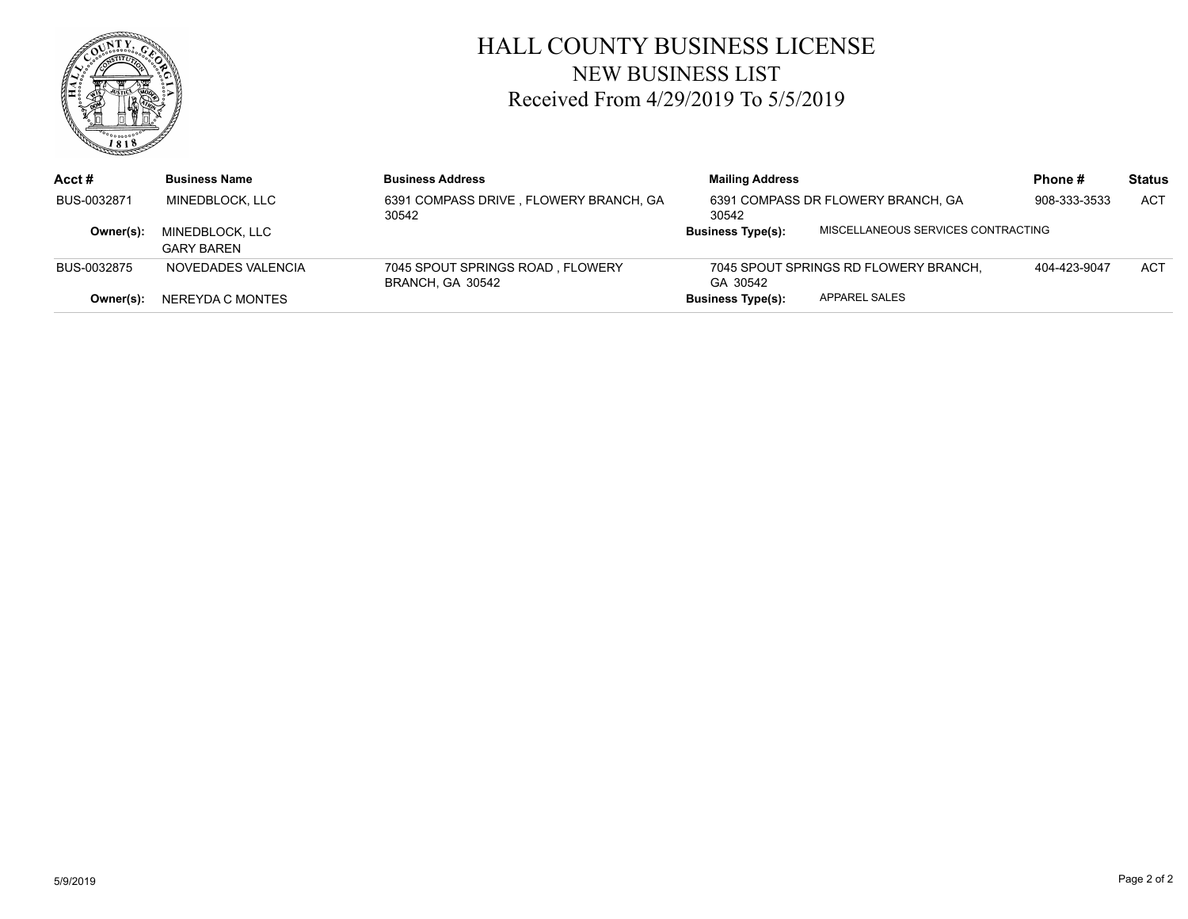# HALL COUNTY BUSINESS LICENSE

## NEW BUSINESS LIST

## Received From 4/29/2019 To 5/5/2019

| Acct # | Business Name | Business Address | Mailing Address | | Phone # | Status |
|---|---|---|---|---|---|---|
| BUS-0032871 | MINEDBLOCK, LLC | 6391 COMPASS DRIVE , FLOWERY BRANCH, GA 30542 | 6391 COMPASS DR FLOWERY BRANCH, GA 30542 | | 908-333-3533 | ACT |
| **Owner(s):** | MINEDBLOCK, LLC<br>GARY BAREN | | **Business Type(s):** | MISCELLANEOUS SERVICES CONTRACTING | | |
| BUS-0032875 | NOVEDADES VALENCIA | 7045 SPOUT SPRINGS ROAD , FLOWERY BRANCH, GA 30542 | 7045 SPOUT SPRINGS RD FLOWERY BRANCH, GA 30542 | | 404-423-9047 | ACT |
| **Owner(s):** | NEREYDA C MONTES | | **Business Type(s):** | APPAREL SALES | | |

5/9/2019